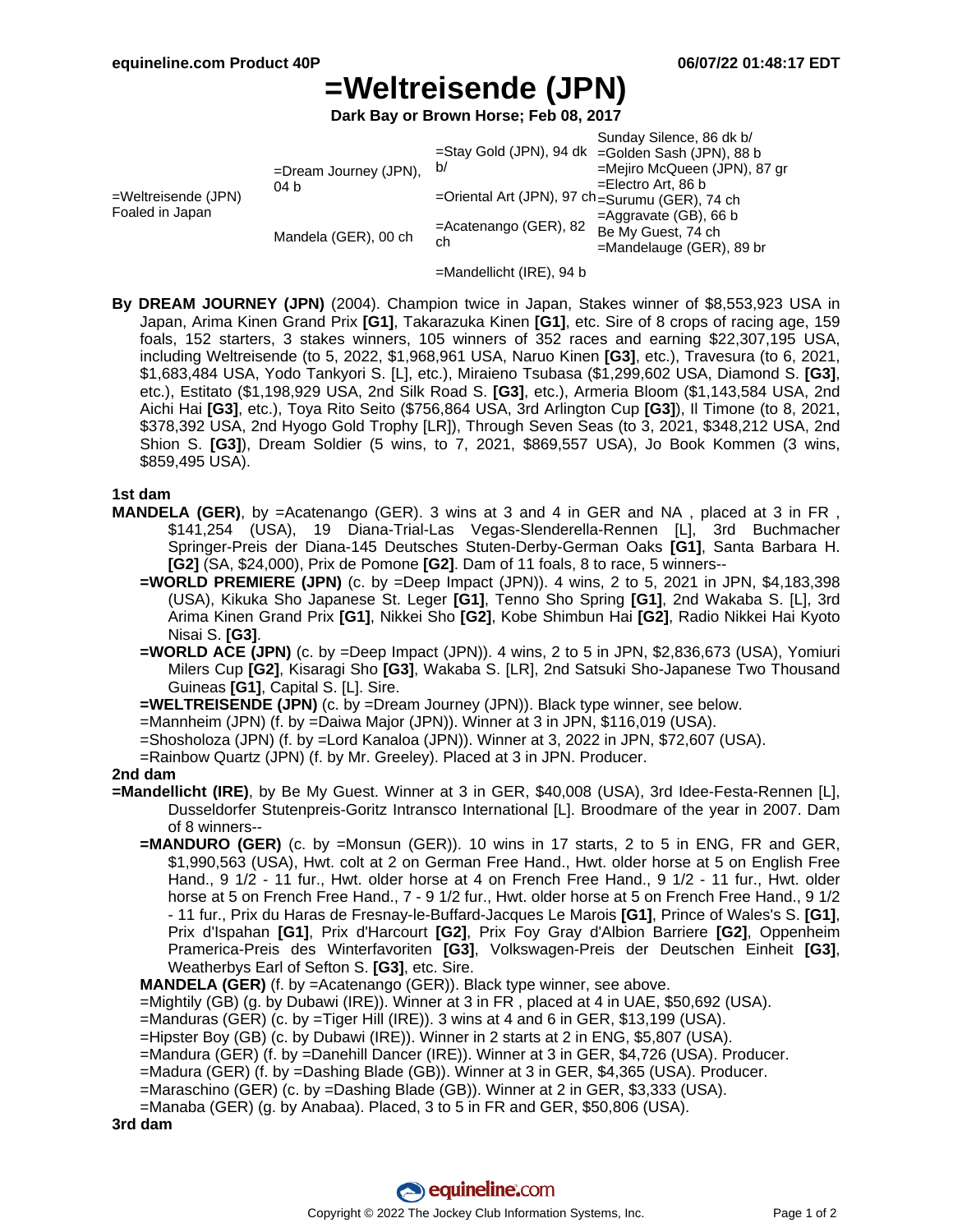# =Weltreisende (JPN)

**Dark Bay or Brown Horse; Feb 08, 2017**

| | | | |
|---|---|---|---|
| =Weltreisende (JPN) Foaled in Japan | =Dream Journey (JPN), 04 b | =Stay Gold (JPN), 94 dk b/ | Sunday Silence, 86 dk b/ |
| | | | =Golden Sash (JPN), 88 b |
| | | =Oriental Art (JPN), 97 ch | =Mejiro McQueen (JPN), 87 gr |
| | | | =Electro Art, 86 b |
| | Mandela (GER), 00 ch | =Acatenango (GER), 82 ch | =Surumu (GER), 74 ch |
| | | | =Aggravate (GB), 66 b |
| | | =Mandellicht (IRE), 94 b | Be My Guest, 74 ch |
| | | | =Mandelauge (GER), 89 br |

**By DREAM JOURNEY (JPN)** (2004). Champion twice in Japan, Stakes winner of $8,553,923 USA in Japan, Arima Kinen Grand Prix **[G1]**, Takarazuka Kinen **[G1]**, etc. Sire of 8 crops of racing age, 159 foals, 152 starters, 3 stakes winners, 105 winners of 352 races and earning $22,307,195 USA, including Weltreisende (to 5, 2022, $1,968,961 USA, Naruo Kinen **[G3]**, etc.), Travesura (to 6, 2021, $1,683,484 USA, Yodo Tankyori S. [L], etc.), Miraieno Tsubasa ($1,299,602 USA, Diamond S. **[G3]**, etc.), Estitato ($1,198,929 USA, 2nd Silk Road S. **[G3]**, etc.), Armeria Bloom ($1,143,584 USA, 2nd Aichi Hai **[G3]**, etc.), Toya Rito Seito ($756,864 USA, 3rd Arlington Cup **[G3]**), Il Timone (to 8, 2021, $378,392 USA, 2nd Hyogo Gold Trophy [LR]), Through Seven Seas (to 3, 2021, $348,212 USA, 2nd Shion S. **[G3]**), Dream Soldier (5 wins, to 7, 2021, $869,557 USA), Jo Book Kommen (3 wins, $859,495 USA).

## 1st dam

**MANDELA (GER)**, by =Acatenango (GER). 3 wins at 3 and 4 in GER and NA , placed at 3 in FR , $141,254 (USA), 19 Diana-Trial-Las Vegas-Slenderella-Rennen [L], 3rd Buchmacher Springer-Preis der Diana-145 Deutsches Stuten-Derby-German Oaks **[G1]**, Santa Barbara H. **[G2]** (SA, $24,000), Prix de Pomone **[G2]**. Dam of 11 foals, 8 to race, 5 winners--

- **=WORLD PREMIERE (JPN)** (c. by =Deep Impact (JPN)). 4 wins, 2 to 5, 2021 in JPN, $4,183,398 (USA), Kikuka Sho Japanese St. Leger **[G1]**, Tenno Sho Spring **[G1]**, 2nd Wakaba S. [L], 3rd Arima Kinen Grand Prix **[G1]**, Nikkei Sho **[G2]**, Kobe Shimbun Hai **[G2]**, Radio Nikkei Hai Kyoto Nisai S. **[G3]**.
- **=WORLD ACE (JPN)** (c. by =Deep Impact (JPN)). 4 wins, 2 to 5 in JPN, $2,836,673 (USA), Yomiuri Milers Cup **[G2]**, Kisaragi Sho **[G3]**, Wakaba S. [LR], 2nd Satsuki Sho-Japanese Two Thousand Guineas **[G1]**, Capital S. [L]. Sire.
- **=WELTREISENDE (JPN)** (c. by =Dream Journey (JPN)). Black type winner, see below.
- =Mannheim (JPN) (f. by =Daiwa Major (JPN)). Winner at 3 in JPN, $116,019 (USA).
- =Shosholoza (JPN) (f. by =Lord Kanaloa (JPN)). Winner at 3, 2022 in JPN, $72,607 (USA).
- =Rainbow Quartz (JPN) (f. by Mr. Greeley). Placed at 3 in JPN. Producer.

## 2nd dam

**=Mandellicht (IRE)**, by Be My Guest. Winner at 3 in GER, $40,008 (USA), 3rd Idee-Festa-Rennen [L], Dusseldorfer Stutenpreis-Goritz Intransco International [L]. Broodmare of the year in 2007. Dam of 8 winners--

- **=MANDURO (GER)** (c. by =Monsun (GER)). 10 wins in 17 starts, 2 to 5 in ENG, FR and GER, $1,990,563 (USA), Hwt. colt at 2 on German Free Hand., Hwt. older horse at 5 on English Free Hand., 9 1/2 - 11 fur., Hwt. older horse at 4 on French Free Hand., 9 1/2 - 11 fur., Hwt. older horse at 5 on French Free Hand., 7 - 9 1/2 fur., Hwt. older horse at 5 on French Free Hand., 9 1/2 - 11 fur., Prix du Haras de Fresnay-le-Buffard-Jacques Le Marois **[G1]**, Prince of Wales's S. **[G1]**, Prix d'Ispahan **[G1]**, Prix d'Harcourt **[G2]**, Prix Foy Gray d'Albion Barriere **[G2]**, Oppenheim Pramerica-Preis des Winterfavoriten **[G3]**, Volkswagen-Preis der Deutschen Einheit **[G3]**, Weatherbys Earl of Sefton S. **[G3]**, etc. Sire.
- **MANDELA (GER)** (f. by =Acatenango (GER)). Black type winner, see above.
- =Mightily (GB) (g. by Dubawi (IRE)). Winner at 3 in FR , placed at 4 in UAE, $50,692 (USA).
- =Manduras (GER) (c. by =Tiger Hill (IRE)). 3 wins at 4 and 6 in GER, $13,199 (USA).
- =Hipster Boy (GB) (c. by Dubawi (IRE)). Winner in 2 starts at 2 in ENG, $5,807 (USA).
- =Mandura (GER) (f. by =Danehill Dancer (IRE)). Winner at 3 in GER, $4,726 (USA). Producer.
- =Madura (GER) (f. by =Dashing Blade (GB)). Winner at 3 in GER, $4,365 (USA). Producer.
- =Maraschino (GER) (c. by =Dashing Blade (GB)). Winner at 2 in GER, $3,333 (USA).
- =Manaba (GER) (g. by Anabaa). Placed, 3 to 5 in FR and GER, $50,806 (USA).

## 3rd dam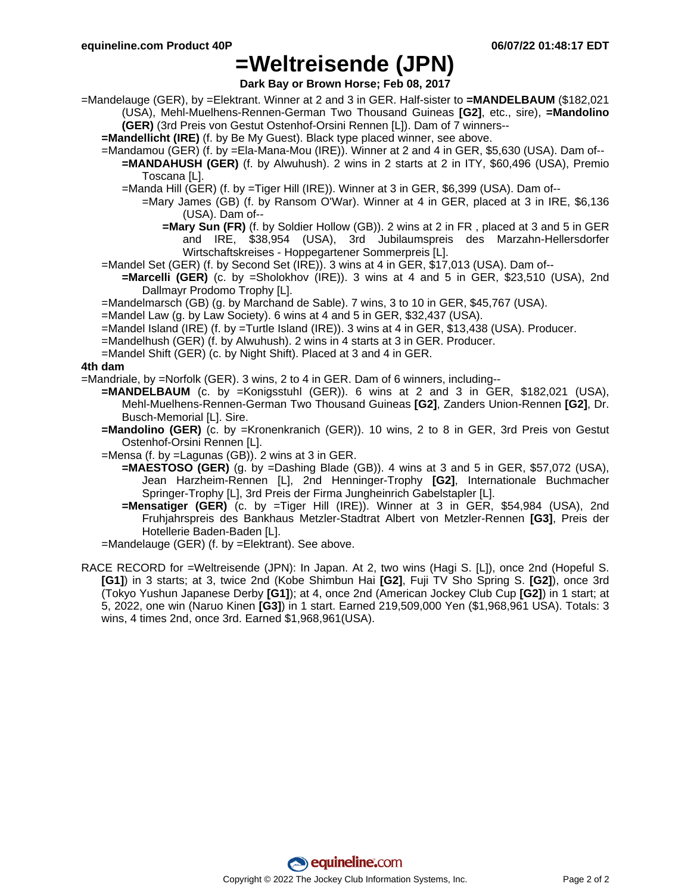# =Weltreisende (JPN)

**Dark Bay or Brown Horse; Feb 08, 2017**

=Mandelauge (GER), by =Elektrant. Winner at 2 and 3 in GER. Half-sister to **=MANDELBAUM** ($182,021 (USA), Mehl-Muelhens-Rennen-German Two Thousand Guineas **[G2]**, etc., sire), **=Mandolino (GER)** (3rd Preis von Gestut Ostenhof-Orsini Rennen [L]). Dam of 7 winners--

- **=Mandellicht (IRE)** (f. by Be My Guest). Black type placed winner, see above.
- =Mandamou (GER) (f. by =Ela-Mana-Mou (IRE)). Winner at 2 and 4 in GER, $5,630 (USA). Dam of--
  - **=MANDAHUSH (GER)** (f. by Alwuhush). 2 wins in 2 starts at 2 in ITY, $60,496 (USA), Premio Toscana [L].
  - =Manda Hill (GER) (f. by =Tiger Hill (IRE)). Winner at 3 in GER, $6,399 (USA). Dam of--
    - =Mary James (GB) (f. by Ransom O'War). Winner at 4 in GER, placed at 3 in IRE, $6,136 (USA). Dam of--
      - **=Mary Sun (FR)** (f. by Soldier Hollow (GB)). 2 wins at 2 in FR , placed at 3 and 5 in GER and IRE, $38,954 (USA), 3rd Jubilaumspreis des Marzahn-Hellersdorfer Wirtschaftskreises - Hoppegartener Sommerpreis [L].
- =Mandel Set (GER) (f. by Second Set (IRE)). 3 wins at 4 in GER, $17,013 (USA). Dam of--
  - **=Marcelli (GER)** (c. by =Sholokhov (IRE)). 3 wins at 4 and 5 in GER, $23,510 (USA), 2nd Dallmayr Prodomo Trophy [L].
- =Mandelmarsch (GB) (g. by Marchand de Sable). 7 wins, 3 to 10 in GER, $45,767 (USA).
- =Mandel Law (g. by Law Society). 6 wins at 4 and 5 in GER, $32,437 (USA).
- =Mandel Island (IRE) (f. by =Turtle Island (IRE)). 3 wins at 4 in GER, $13,438 (USA). Producer.
- =Mandelhush (GER) (f. by Alwuhush). 2 wins in 4 starts at 3 in GER. Producer.
- =Mandel Shift (GER) (c. by Night Shift). Placed at 3 and 4 in GER.

**4th dam**

=Mandriale, by =Norfolk (GER). 3 wins, 2 to 4 in GER. Dam of 6 winners, including--

- **=MANDELBAUM** (c. by =Konigsstuhl (GER)). 6 wins at 2 and 3 in GER, $182,021 (USA), Mehl-Muelhens-Rennen-German Two Thousand Guineas **[G2]**, Zanders Union-Rennen **[G2]**, Dr. Busch-Memorial [L]. Sire.
- **=Mandolino (GER)** (c. by =Kronenkranich (GER)). 10 wins, 2 to 8 in GER, 3rd Preis von Gestut Ostenhof-Orsini Rennen [L].
- =Mensa (f. by =Lagunas (GB)). 2 wins at 3 in GER.
  - **=MAESTOSO (GER)** (g. by =Dashing Blade (GB)). 4 wins at 3 and 5 in GER, $57,072 (USA), Jean Harzheim-Rennen [L], 2nd Henninger-Trophy **[G2]**, Internationale Buchmacher Springer-Trophy [L], 3rd Preis der Firma Jungheinrich Gabelstapler [L].
  - **=Mensatiger (GER)** (c. by =Tiger Hill (IRE)). Winner at 3 in GER, $54,984 (USA), 2nd Fruhjahrspreis des Bankhaus Metzler-Stadtrat Albert von Metzler-Rennen **[G3]**, Preis der Hotellerie Baden-Baden [L].
- =Mandelauge (GER) (f. by =Elektrant). See above.

RACE RECORD for =Weltreisende (JPN): In Japan. At 2, two wins (Hagi S. [L]), once 2nd (Hopeful S. **[G1]**) in 3 starts; at 3, twice 2nd (Kobe Shimbun Hai **[G2]**, Fuji TV Sho Spring S. **[G2]**), once 3rd (Tokyo Yushun Japanese Derby **[G1]**); at 4, once 2nd (American Jockey Club Cup **[G2]**) in 1 start; at 5, 2022, one win (Naruo Kinen **[G3]**) in 1 start. Earned 219,509,000 Yen ($1,968,961 USA). Totals: 3 wins, 4 times 2nd, once 3rd. Earned $1,968,961(USA).